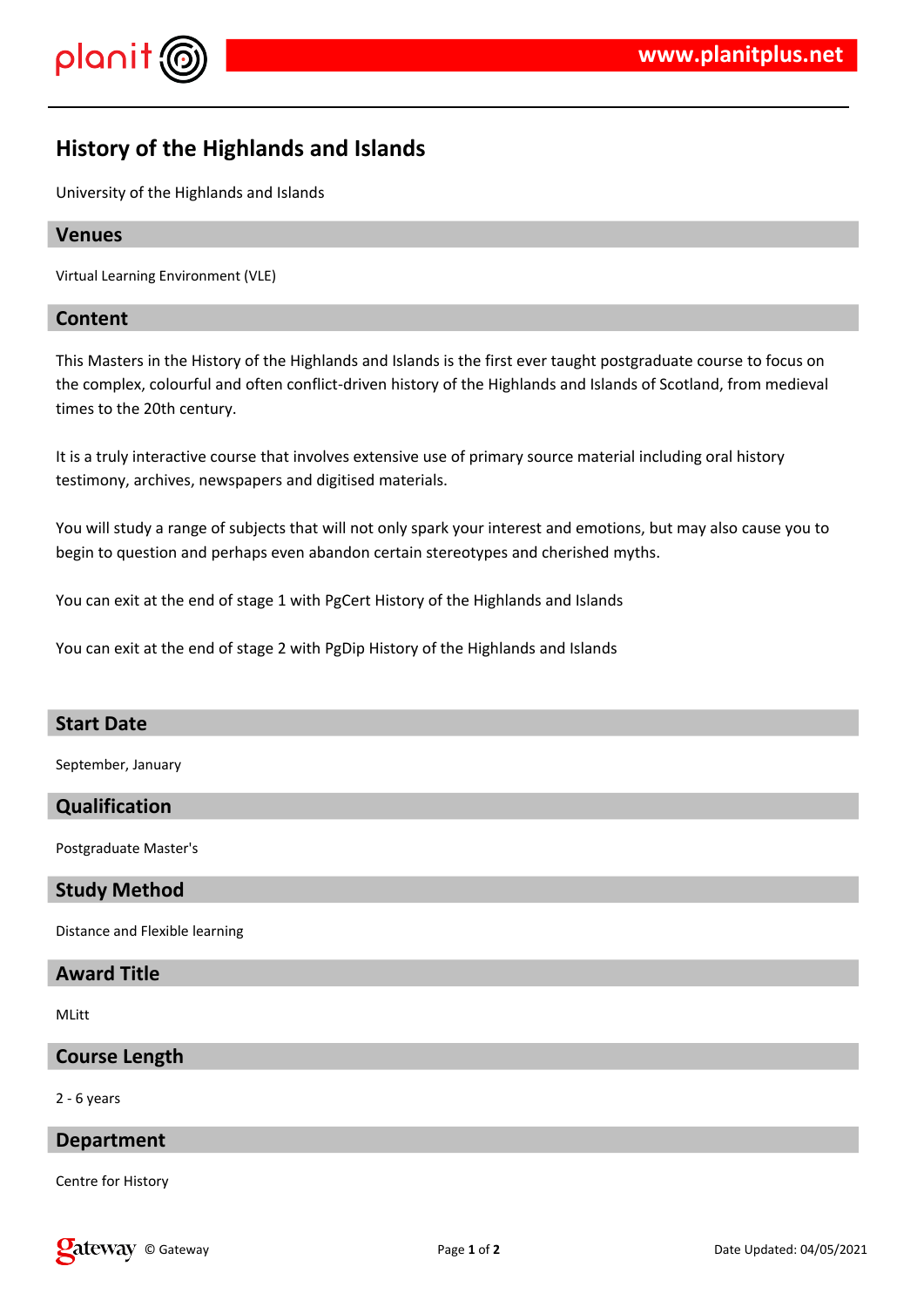# History of the Highlands and Islands

University of the Highlands and Islands

## Venues

Virtual Learning Environment (VLE)

## Content

This Masters in the History of the Highlands and Islands is the first ever taught postgraduate course to focus on the complex, colourful and often conflict-driven history of the Highlands and Islands of Scotland, from medieval times to the 20th century.

It is a truly interactive course that involves extensive use of primary source material including oral history testimony, archives, newspapers and digitised materials.

You will study a range of subjects that will not only spark your interest and emotions, but may also cause you to begin to question and perhaps even abandon certain stereotypes and cherished myths.

You can exit at the end of stage 1 with PgCert History of the Highlands and Islands

You can exit at the end of stage 2 with PgDip History of the Highlands and Islands

## Start Date

September, January

## Qualification

Postgraduate Master's

## Study Method

Distance and Flexible learning

## Award Title

MLitt

## Course Length

2 - 6 years

## Department

Centre for History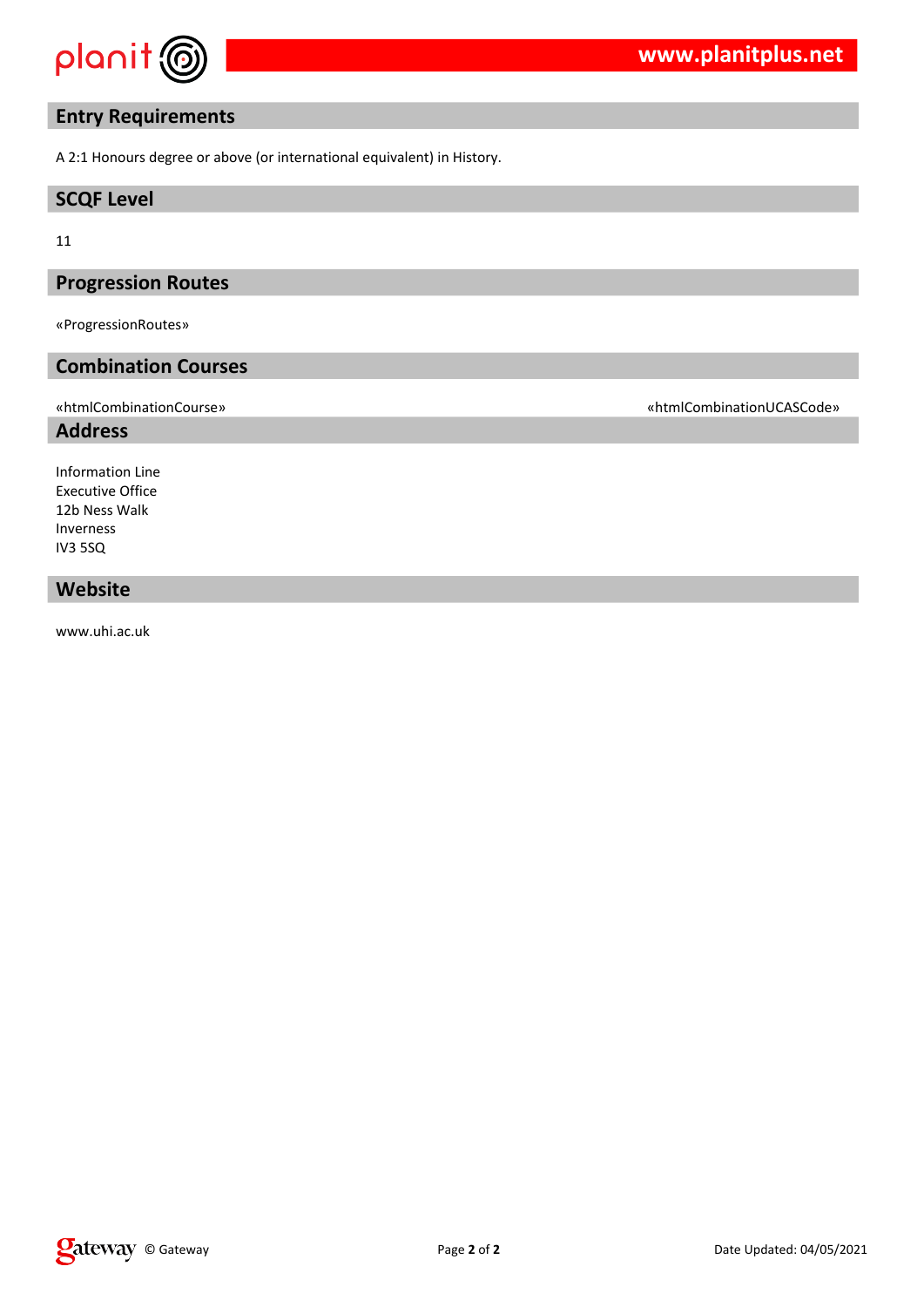## Entry Requirements

A 2:1 Honours degree or above (or international equivalent) in History.

## SCQF Level

11

## Progression Routes

«ProgressionRoutes»

## Combination Courses

«htmlCombinationCourse» «htmlCombinationUCASCode»

## Address

Information Line
Executive Office
12b Ness Walk
Inverness
IV3 5SQ

## Website

www.uhi.ac.uk